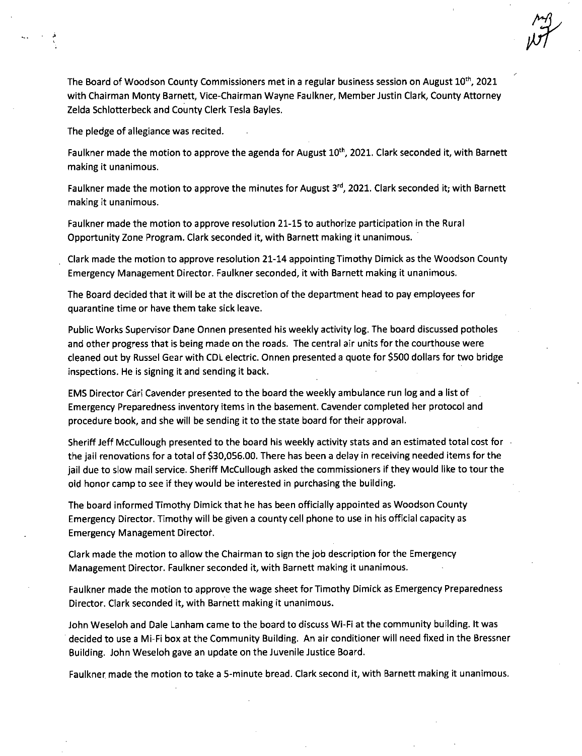The Board of Woodson County Commissioners met in a regular business session on August 10th, 2021 with Chairman Monty Barnett, Vice-Chairman Wayne Faulkner, Member Justin Clark, County Attorney Zelda Schlotterbeck and County Clerk Tesla Bayles.

The pledge of allegiance was recited.

Faulkner made the motion to approve the agenda for August 10th, 2021. Clark seconded it, with Barnett making it unanimous.

Faulkner made the motion to approve the minutes for August 3rd, 2021. Clark seconded it; with Barnett making it unanimous.

Faulkner made the motion to approve resolution 21-15 to authorize participation in the Rural Opportunity Zone Program. Clark seconded it, with Barnett making it unanimous.

Clark made the motion to approve resolution 21-14 appointing Timothy Dimick as the Woodson County Emergency Management Director. Faulkner seconded, it with Barnett making it unanimous.

The Board decided that it will be at the discretion of the department head to pay employees for quarantine time or have them take sick leave.

Public Works Supervisor Dane Onnen presented his weekly activity log. The board discussed potholes and other progress that is being made on the roads. The central air units for the courthouse were cleaned out by Russel Gear with CDL electric. Onnen presented a quote for $500 dollars for two bridge inspections. He is signing it and sending it back.

EMS Director Cari Cavender presented to the board the weekly ambulance run log and a list of Emergency Preparedness inventory items in the basement. Cavender completed her protocol and procedure book, and she will be sending it to the state board for their approval.

Sheriff Jeff McCullough presented to the board his weekly activity stats and an estimated total cost for the jail renovations for a total of $30,056.00. There has been a delay in receiving needed items for the jail due to slow mail service. Sheriff McCullough asked the commissioners if they would like to tour the old honor camp to see if they would be interested in purchasing the building.

The board informed Timothy Dimick that he has been officially appointed as Woodson County Emergency Director. Timothy will be given a county cell phone to use in his official capacity as Emergency Management Director.

Clark made the motion to allow the Chairman to sign the job description for the Emergency Management Director. Faulkner seconded it, with Barnett making it unanimous.

Faulkner made the motion to approve the wage sheet for Timothy Dimick as Emergency Preparedness Director. Clark seconded it, with Barnett making it unanimous.

John Weseloh and Dale Lanham came to the board to discuss Wi-Fi at the community building. It was decided to use a Mi-Fi box at the Community Building. An air conditioner will need fixed in the Bressner Building. John Weseloh gave an update on the Juvenile Justice Board.

Faulkner made the motion to take a 5-minute bread. Clark second it, with Barnett making it unanimous.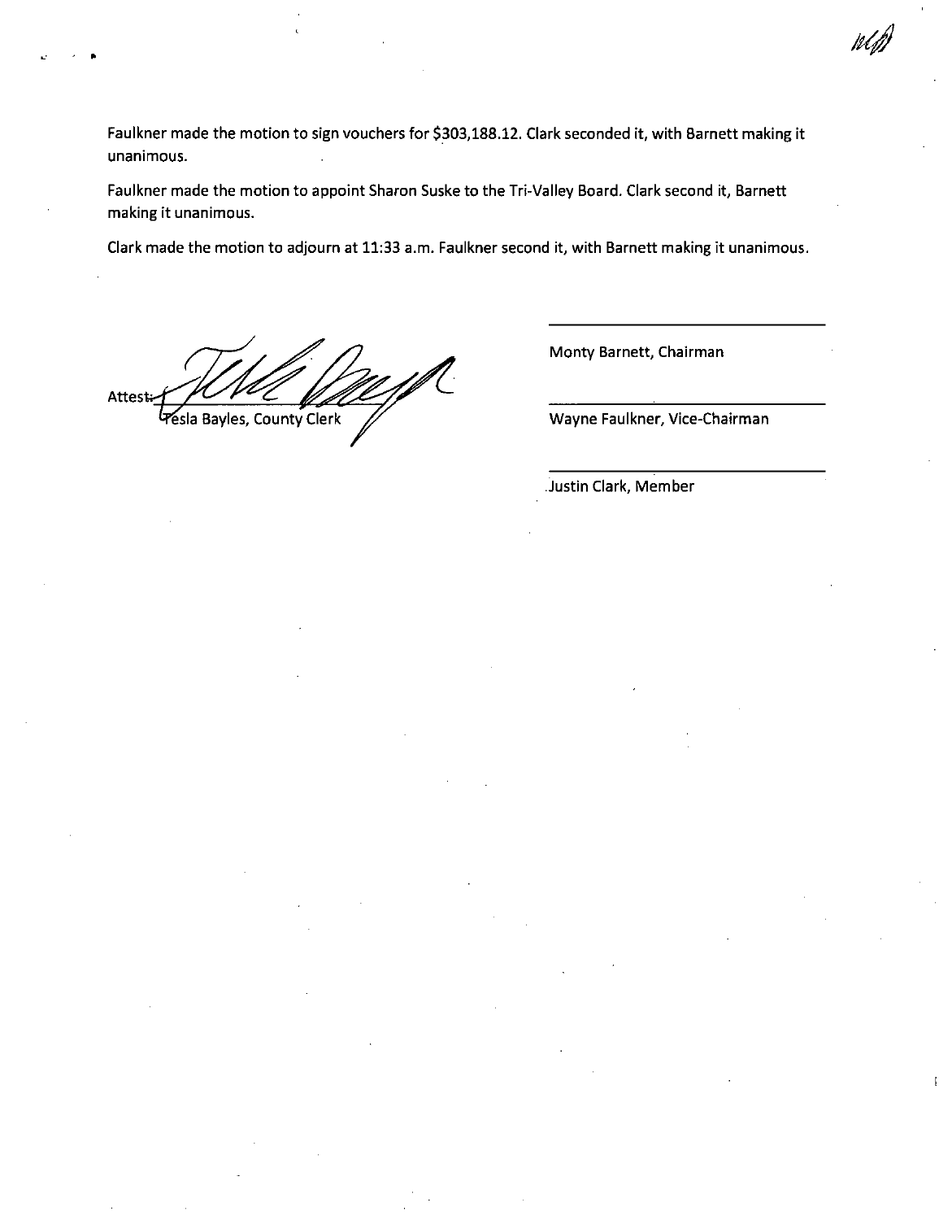Faulkner made the motion to sign vouchers for $303,188.12. Clark seconded it, with Barnett making it unanimous.

Faulkner made the motion to appoint Sharon Suske to the Tri-Valley Board. Clark second it, Barnett making it unanimous.

Clark made the motion to adjourn at 11:33 a.m. Faulkner second it, with Barnett making it unanimous.

Attest: ______________________
Tesla Bayles, County Clerk

______________________
Monty Barnett, Chairman

______________________
Wayne Faulkner, Vice-Chairman

______________________
Justin Clark, Member